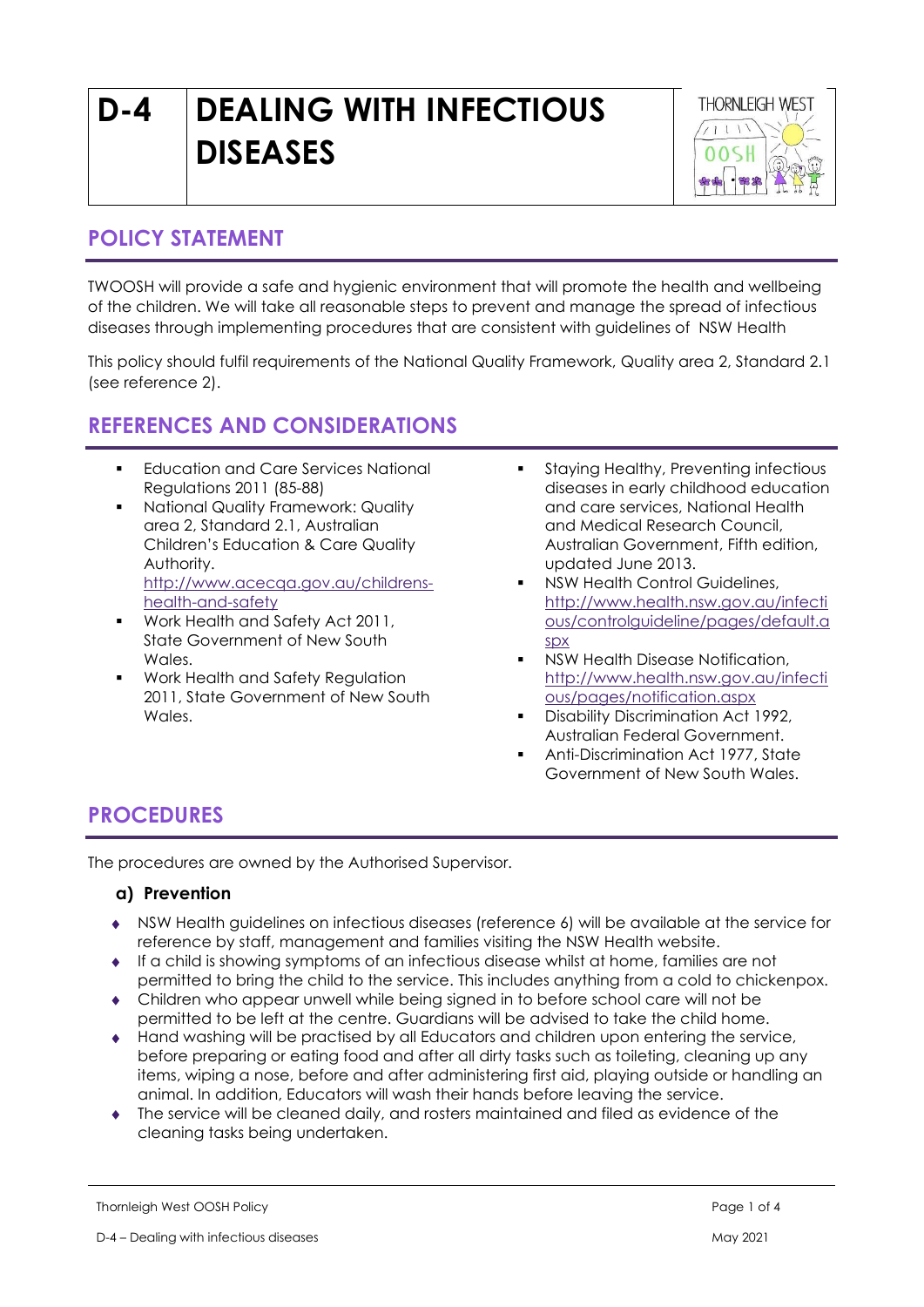# D-4 DEALING WITH INFECTIOUS DISEASES

## POLICY STATEMENT

TWOOSH will provide a safe and hygienic environment that will promote the health and wellbeing of the children. We will take all reasonable steps to prevent and manage the spread of infectious diseases through implementing procedures that are consistent with guidelines of NSW Health

This policy should fulfil requirements of the National Quality Framework, Quality area 2, Standard 2.1 (see reference 2).

## REFERENCES AND CONSIDERATIONS

- Education and Care Services National Regulations 2011 (85-88)
- National Quality Framework: Quality area 2, Standard 2.1, Australian Children's Education & Care Quality Authority. http://www.acecqa.gov.au/childrens-health-and-safety
- Work Health and Safety Act 2011, State Government of New South Wales.
- Work Health and Safety Regulation 2011, State Government of New South Wales.
- Staying Healthy, Preventing infectious diseases in early childhood education and care services, National Health and Medical Research Council, Australian Government, Fifth edition, updated June 2013.
- NSW Health Control Guidelines, http://www.health.nsw.gov.au/infectious/controlguideline/pages/default.aspx
- NSW Health Disease Notification, http://www.health.nsw.gov.au/infectious/pages/notification.aspx
- Disability Discrimination Act 1992, Australian Federal Government.
- Anti-Discrimination Act 1977, State Government of New South Wales.

## PROCEDURES

The procedures are owned by the Authorised Supervisor.

### a) Prevention

- NSW Health guidelines on infectious diseases (reference 6) will be available at the service for reference by staff, management and families visiting the NSW Health website.
- If a child is showing symptoms of an infectious disease whilst at home, families are not permitted to bring the child to the service. This includes anything from a cold to chickenpox.
- Children who appear unwell while being signed in to before school care will not be permitted to be left at the centre. Guardians will be advised to take the child home.
- Hand washing will be practised by all Educators and children upon entering the service, before preparing or eating food and after all dirty tasks such as toileting, cleaning up any items, wiping a nose, before and after administering first aid, playing outside or handling an animal. In addition, Educators will wash their hands before leaving the service.
- The service will be cleaned daily, and rosters maintained and filed as evidence of the cleaning tasks being undertaken.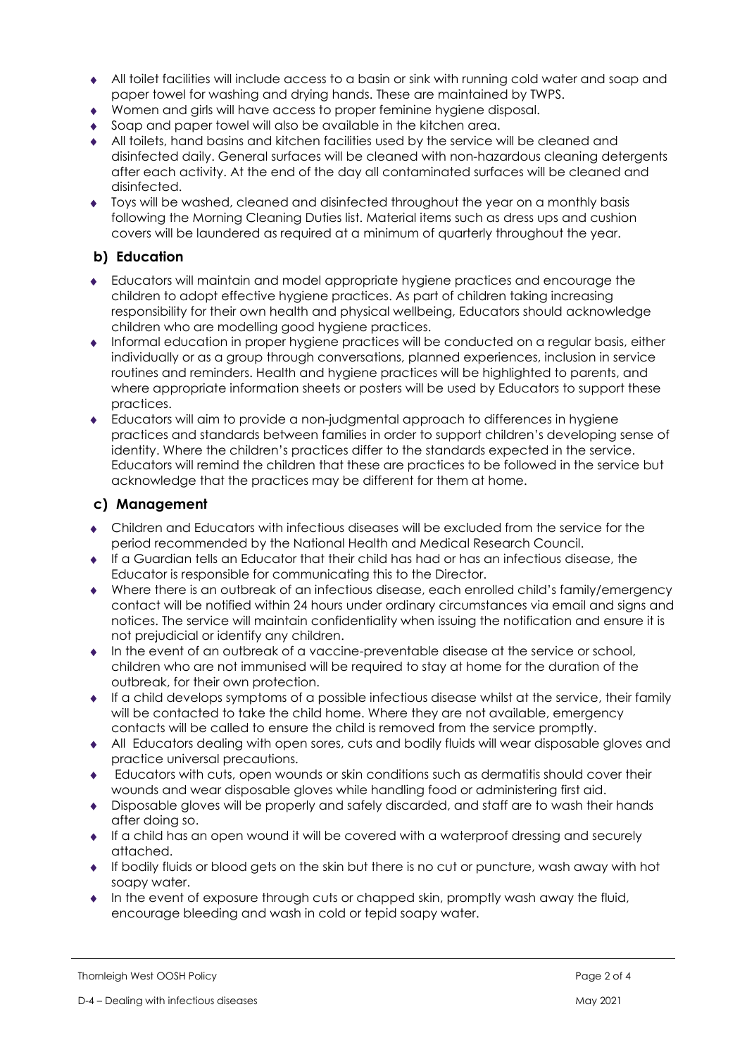- All toilet facilities will include access to a basin or sink with running cold water and soap and paper towel for washing and drying hands. These are maintained by TWPS.
- Women and girls will have access to proper feminine hygiene disposal.
- Soap and paper towel will also be available in the kitchen area.
- All toilets, hand basins and kitchen facilities used by the service will be cleaned and disinfected daily. General surfaces will be cleaned with non-hazardous cleaning detergents after each activity. At the end of the day all contaminated surfaces will be cleaned and disinfected.
- Toys will be washed, cleaned and disinfected throughout the year on a monthly basis following the Morning Cleaning Duties list. Material items such as dress ups and cushion covers will be laundered as required at a minimum of quarterly throughout the year.

### b) Education

- Educators will maintain and model appropriate hygiene practices and encourage the children to adopt effective hygiene practices. As part of children taking increasing responsibility for their own health and physical wellbeing, Educators should acknowledge children who are modelling good hygiene practices.
- Informal education in proper hygiene practices will be conducted on a regular basis, either individually or as a group through conversations, planned experiences, inclusion in service routines and reminders. Health and hygiene practices will be highlighted to parents, and where appropriate information sheets or posters will be used by Educators to support these practices.
- Educators will aim to provide a non-judgmental approach to differences in hygiene practices and standards between families in order to support children's developing sense of identity. Where the children's practices differ to the standards expected in the service. Educators will remind the children that these are practices to be followed in the service but acknowledge that the practices may be different for them at home.

### c) Management

- Children and Educators with infectious diseases will be excluded from the service for the period recommended by the National Health and Medical Research Council.
- If a Guardian tells an Educator that their child has had or has an infectious disease, the Educator is responsible for communicating this to the Director.
- Where there is an outbreak of an infectious disease, each enrolled child's family/emergency contact will be notified within 24 hours under ordinary circumstances via email and signs and notices. The service will maintain confidentiality when issuing the notification and ensure it is not prejudicial or identify any children.
- In the event of an outbreak of a vaccine-preventable disease at the service or school, children who are not immunised will be required to stay at home for the duration of the outbreak, for their own protection.
- If a child develops symptoms of a possible infectious disease whilst at the service, their family will be contacted to take the child home. Where they are not available, emergency contacts will be called to ensure the child is removed from the service promptly.
- All Educators dealing with open sores, cuts and bodily fluids will wear disposable gloves and practice universal precautions.
- Educators with cuts, open wounds or skin conditions such as dermatitis should cover their wounds and wear disposable gloves while handling food or administering first aid.
- Disposable gloves will be properly and safely discarded, and staff are to wash their hands after doing so.
- If a child has an open wound it will be covered with a waterproof dressing and securely attached.
- If bodily fluids or blood gets on the skin but there is no cut or puncture, wash away with hot soapy water.
- In the event of exposure through cuts or chapped skin, promptly wash away the fluid, encourage bleeding and wash in cold or tepid soapy water.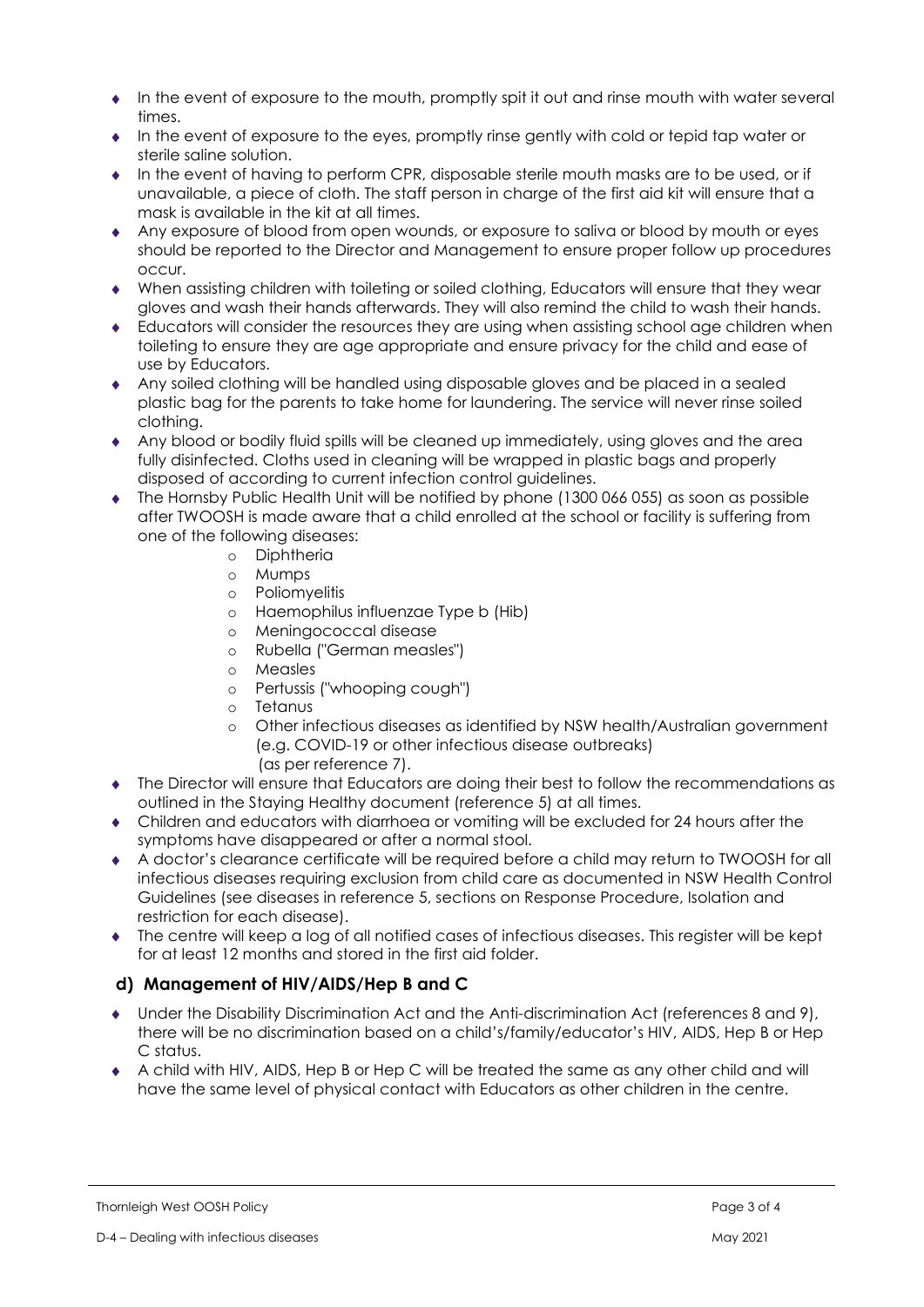- In the event of exposure to the mouth, promptly spit it out and rinse mouth with water several times.
- In the event of exposure to the eyes, promptly rinse gently with cold or tepid tap water or sterile saline solution.
- In the event of having to perform CPR, disposable sterile mouth masks are to be used, or if unavailable, a piece of cloth. The staff person in charge of the first aid kit will ensure that a mask is available in the kit at all times.
- Any exposure of blood from open wounds, or exposure to saliva or blood by mouth or eyes should be reported to the Director and Management to ensure proper follow up procedures occur.
- When assisting children with toileting or soiled clothing, Educators will ensure that they wear gloves and wash their hands afterwards. They will also remind the child to wash their hands.
- Educators will consider the resources they are using when assisting school age children when toileting to ensure they are age appropriate and ensure privacy for the child and ease of use by Educators.
- Any soiled clothing will be handled using disposable gloves and be placed in a sealed plastic bag for the parents to take home for laundering. The service will never rinse soiled clothing.
- Any blood or bodily fluid spills will be cleaned up immediately, using gloves and the area fully disinfected. Cloths used in cleaning will be wrapped in plastic bags and properly disposed of according to current infection control guidelines.
- The Hornsby Public Health Unit will be notified by phone (1300 066 055) as soon as possible after TWOOSH is made aware that a child enrolled at the school or facility is suffering from one of the following diseases:
  - Diphtheria
  - Mumps
  - Poliomyelitis
  - Haemophilus influenzae Type b (Hib)
  - Meningococcal disease
  - Rubella ("German measles")
  - Measles
  - Pertussis ("whooping cough")
  - Tetanus
  - Other infectious diseases as identified by NSW health/Australian government (e.g. COVID-19 or other infectious disease outbreaks) (as per reference 7).
- The Director will ensure that Educators are doing their best to follow the recommendations as outlined in the Staying Healthy document (reference 5) at all times.
- Children and educators with diarrhoea or vomiting will be excluded for 24 hours after the symptoms have disappeared or after a normal stool.
- A doctor's clearance certificate will be required before a child may return to TWOOSH for all infectious diseases requiring exclusion from child care as documented in NSW Health Control Guidelines (see diseases in reference 5, sections on Response Procedure, Isolation and restriction for each disease).
- The centre will keep a log of all notified cases of infectious diseases. This register will be kept for at least 12 months and stored in the first aid folder.

## d) Management of HIV/AIDS/Hep B and C

- Under the Disability Discrimination Act and the Anti-discrimination Act (references 8 and 9), there will be no discrimination based on a child's/family/educator's HIV, AIDS, Hep B or Hep C status.
- A child with HIV, AIDS, Hep B or Hep C will be treated the same as any other child and will have the same level of physical contact with Educators as other children in the centre.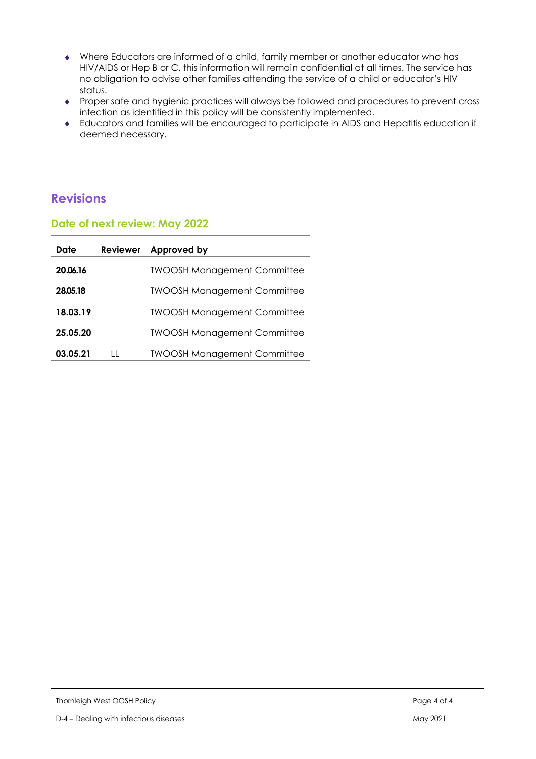- Where Educators are informed of a child, family member or another educator who has HIV/AIDS or Hep B or C, this information will remain confidential at all times. The service has no obligation to advise other families attending the service of a child or educator's HIV status.
- Proper safe and hygienic practices will always be followed and procedures to prevent cross infection as identified in this policy will be consistently implemented.
- Educators and families will be encouraged to participate in AIDS and Hepatitis education if deemed necessary.

## Revisions

### Date of next review: May 2022

| Date | Reviewer | Approved by |
|---|---|---|
| **20.06.16** | | TWOOSH Management Committee |
| **28.05.18** | | TWOOSH Management Committee |
| **18.03.19** | | TWOOSH Management Committee |
| **25.05.20** | | TWOOSH Management Committee |
| **03.05.21** | LL | TWOOSH Management Committee |